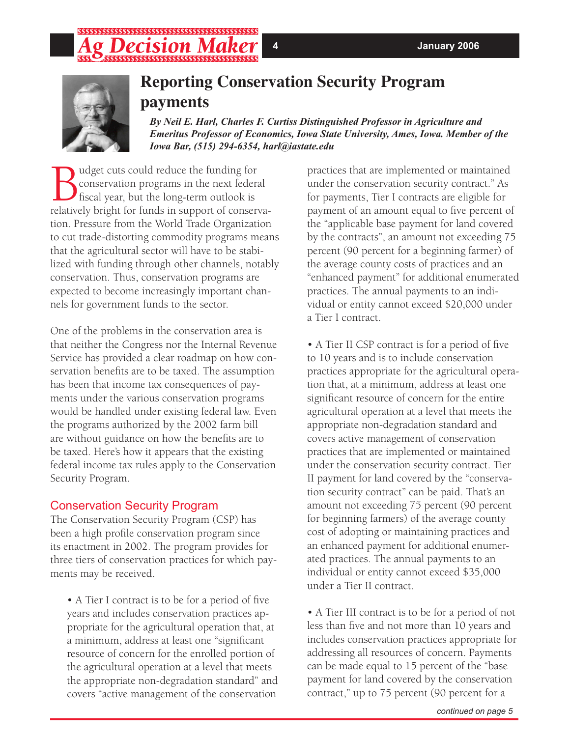# Reporting Conservation Security Program payments

*By Neil E. Harl, Charles F. Curtiss Distinguished Professor in Agriculture and Emeritus Professor of Economics, Iowa State University, Ames, Iowa. Member of the Iowa Bar, (515) 294-6354, harl@iastate.edu*

Budget cuts could reduce the funding for conservation programs in the next federal fiscal year, but the long-term outlook is relatively bright for funds in support of conservation. Pressure from the World Trade Organization to cut trade-distorting commodity programs means that the agricultural sector will have to be stabilized with funding through other channels, notably conservation. Thus, conservation programs are expected to become increasingly important channels for government funds to the sector.

One of the problems in the conservation area is that neither the Congress nor the Internal Revenue Service has provided a clear roadmap on how conservation benefits are to be taxed. The assumption has been that income tax consequences of payments under the various conservation programs would be handled under existing federal law. Even the programs authorized by the 2002 farm bill are without guidance on how the benefits are to be taxed. Here's how it appears that the existing federal income tax rules apply to the Conservation Security Program.

## Conservation Security Program

The Conservation Security Program (CSP) has been a high profile conservation program since its enactment in 2002. The program provides for three tiers of conservation practices for which payments may be received.

- A Tier I contract is to be for a period of five years and includes conservation practices appropriate for the agricultural operation that, at a minimum, address at least one "significant resource of concern for the enrolled portion of the agricultural operation at a level that meets the appropriate non-degradation standard" and covers "active management of the conservation practices that are implemented or maintained under the conservation security contract." As for payments, Tier I contracts are eligible for payment of an amount equal to five percent of the "applicable base payment for land covered by the contracts", an amount not exceeding 75 percent (90 percent for a beginning farmer) of the average county costs of practices and an "enhanced payment" for additional enumerated practices. The annual payments to an individual or entity cannot exceed $20,000 under a Tier I contract.

- A Tier II CSP contract is for a period of five to 10 years and is to include conservation practices appropriate for the agricultural operation that, at a minimum, address at least one significant resource of concern for the entire agricultural operation at a level that meets the appropriate non-degradation standard and covers active management of conservation practices that are implemented or maintained under the conservation security contract. Tier II payment for land covered by the "conservation security contract" can be paid. That's an amount not exceeding 75 percent (90 percent for beginning farmers) of the average county cost of adopting or maintaining practices and an enhanced payment for additional enumerated practices. The annual payments to an individual or entity cannot exceed $35,000 under a Tier II contract.

- A Tier III contract is to be for a period of not less than five and not more than 10 years and includes conservation practices appropriate for addressing all resources of concern. Payments can be made equal to 15 percent of the "base payment for land covered by the conservation contract," up to 75 percent (90 percent for a

*continued on page 5*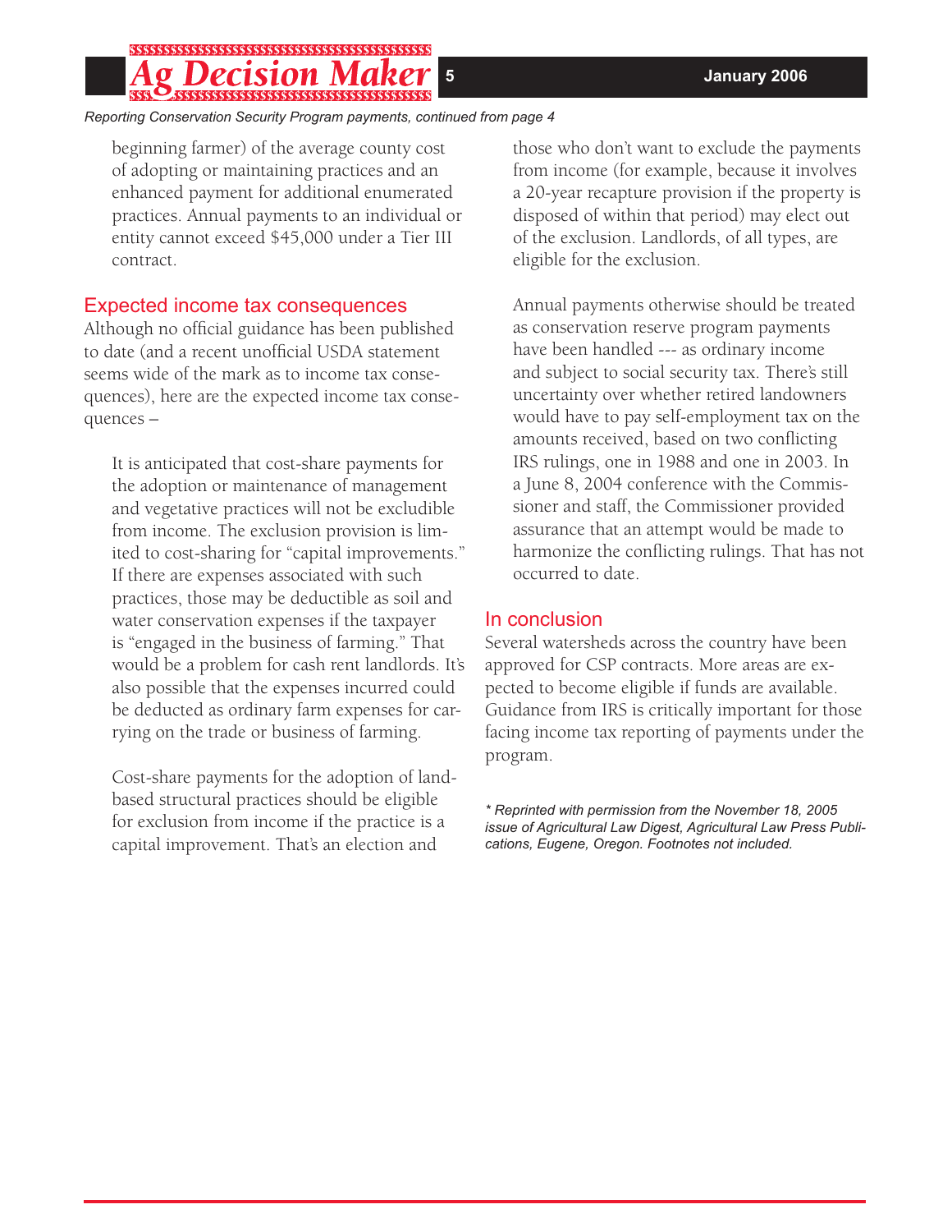*Reporting Conservation Security Program payments, continued from page 4*

beginning farmer) of the average county cost of adopting or maintaining practices and an enhanced payment for additional enumerated practices. Annual payments to an individual or entity cannot exceed $45,000 under a Tier III contract.

## Expected income tax consequences

Although no official guidance has been published to date (and a recent unofficial USDA statement seems wide of the mark as to income tax consequences), here are the expected income tax consequences –

It is anticipated that cost-share payments for the adoption or maintenance of management and vegetative practices will not be excludible from income. The exclusion provision is limited to cost-sharing for "capital improvements." If there are expenses associated with such practices, those may be deductible as soil and water conservation expenses if the taxpayer is "engaged in the business of farming." That would be a problem for cash rent landlords. It's also possible that the expenses incurred could be deducted as ordinary farm expenses for carrying on the trade or business of farming.

Cost-share payments for the adoption of land-based structural practices should be eligible for exclusion from income if the practice is a capital improvement. That's an election and those who don't want to exclude the payments from income (for example, because it involves a 20-year recapture provision if the property is disposed of within that period) may elect out of the exclusion. Landlords, of all types, are eligible for the exclusion.

Annual payments otherwise should be treated as conservation reserve program payments have been handled --- as ordinary income and subject to social security tax. There's still uncertainty over whether retired landowners would have to pay self-employment tax on the amounts received, based on two conflicting IRS rulings, one in 1988 and one in 2003. In a June 8, 2004 conference with the Commissioner and staff, the Commissioner provided assurance that an attempt would be made to harmonize the conflicting rulings. That has not occurred to date.

## In conclusion

Several watersheds across the country have been approved for CSP contracts. More areas are expected to become eligible if funds are available. Guidance from IRS is critically important for those facing income tax reporting of payments under the program.

*\* Reprinted with permission from the November 18, 2005 issue of Agricultural Law Digest, Agricultural Law Press Publications, Eugene, Oregon. Footnotes not included.*